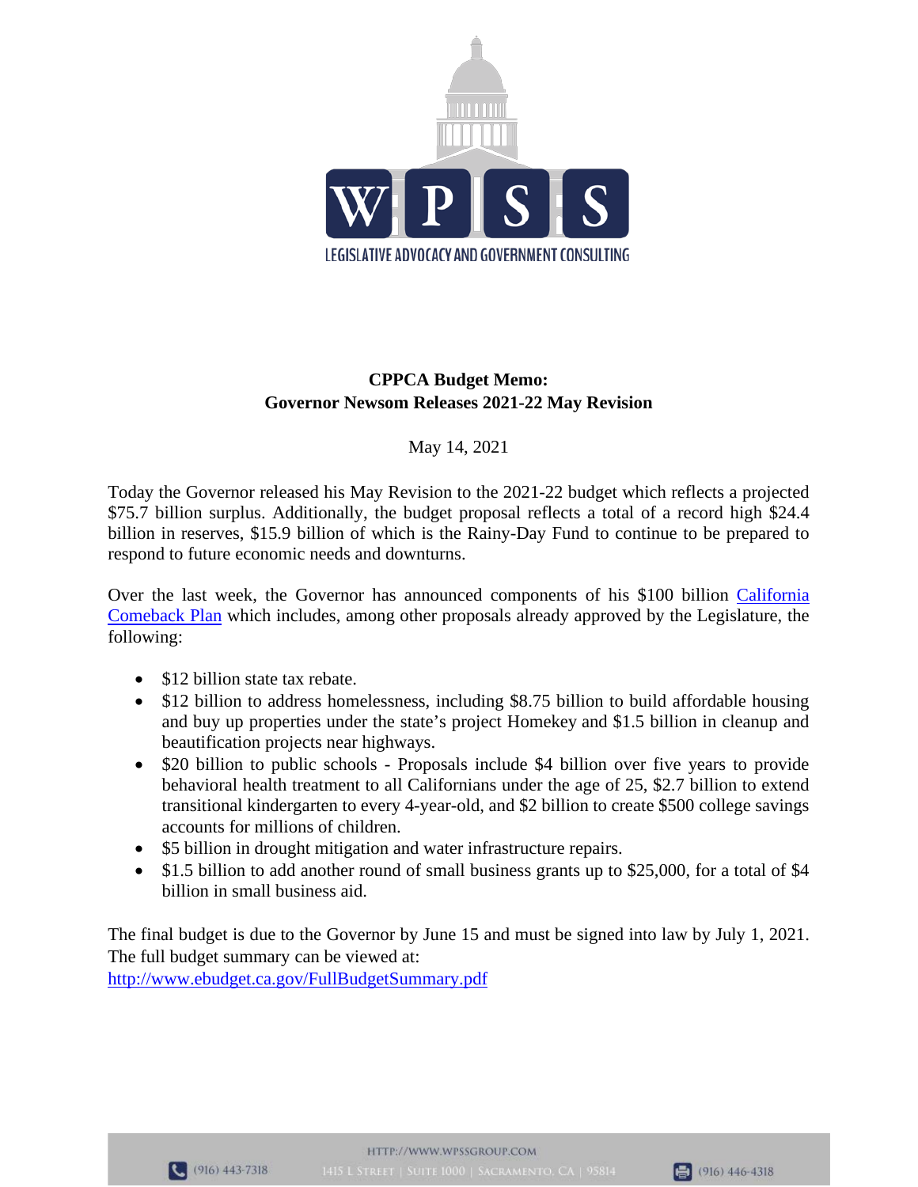WPSS

LEGISLATIVE ADVOCACY AND GOVERNMENT CONSULTING

**CPPCA Budget Memo:**
**Governor Newsom Releases 2021-22 May Revision**

May 14, 2021

Today the Governor released his May Revision to the 2021-22 budget which reflects a projected $75.7 billion surplus. Additionally, the budget proposal reflects a total of a record high $24.4 billion in reserves, $15.9 billion of which is the Rainy-Day Fund to continue to be prepared to respond to future economic needs and downturns.

Over the last week, the Governor has announced components of his $100 billion California Comeback Plan which includes, among other proposals already approved by the Legislature, the following:

- $12 billion state tax rebate.
- $12 billion to address homelessness, including $8.75 billion to build affordable housing and buy up properties under the state's project Homekey and $1.5 billion in cleanup and beautification projects near highways.
- $20 billion to public schools - Proposals include $4 billion over five years to provide behavioral health treatment to all Californians under the age of 25, $2.7 billion to extend transitional kindergarten to every 4-year-old, and $2 billion to create $500 college savings accounts for millions of children.
- $5 billion in drought mitigation and water infrastructure repairs.
- $1.5 billion to add another round of small business grants up to $25,000, for a total of $4 billion in small business aid.

The final budget is due to the Governor by June 15 and must be signed into law by July 1, 2021. The full budget summary can be viewed at:
http://www.ebudget.ca.gov/FullBudgetSummary.pdf

HTTP://WWW.WPSSGROUP.COM
(916) 443-7318 | 1415 L STREET | SUITE 1000 | SACRAMENTO, CA | 95814 | (916) 446-4318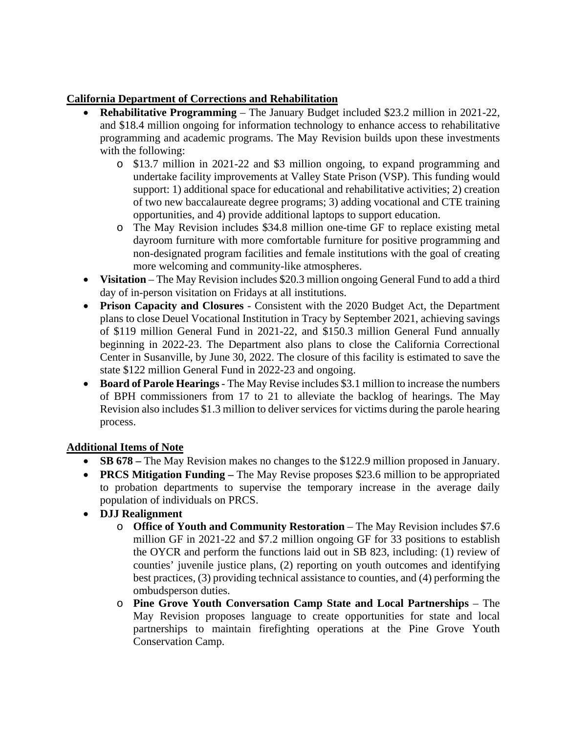**California Department of Corrections and Rehabilitation**

- **Rehabilitative Programming** – The January Budget included $23.2 million in 2021-22, and $18.4 million ongoing for information technology to enhance access to rehabilitative programming and academic programs. The May Revision builds upon these investments with the following:
    - $13.7 million in 2021-22 and $3 million ongoing, to expand programming and undertake facility improvements at Valley State Prison (VSP). This funding would support: 1) additional space for educational and rehabilitative activities; 2) creation of two new baccalaureate degree programs; 3) adding vocational and CTE training opportunities, and 4) provide additional laptops to support education.
    - The May Revision includes $34.8 million one-time GF to replace existing metal dayroom furniture with more comfortable furniture for positive programming and non-designated program facilities and female institutions with the goal of creating more welcoming and community-like atmospheres.
- **Visitation** – The May Revision includes $20.3 million ongoing General Fund to add a third day of in-person visitation on Fridays at all institutions.
- **Prison Capacity and Closures** - Consistent with the 2020 Budget Act, the Department plans to close Deuel Vocational Institution in Tracy by September 2021, achieving savings of $119 million General Fund in 2021-22, and $150.3 million General Fund annually beginning in 2022-23. The Department also plans to close the California Correctional Center in Susanville, by June 30, 2022. The closure of this facility is estimated to save the state $122 million General Fund in 2022-23 and ongoing.
- **Board of Parole Hearings** - The May Revise includes $3.1 million to increase the numbers of BPH commissioners from 17 to 21 to alleviate the backlog of hearings. The May Revision also includes $1.3 million to deliver services for victims during the parole hearing process.

**Additional Items of Note**

- **SB 678 –** The May Revision makes no changes to the $122.9 million proposed in January.
- **PRCS Mitigation Funding –** The May Revise proposes $23.6 million to be appropriated to probation departments to supervise the temporary increase in the average daily population of individuals on PRCS.
- **DJJ Realignment**
    - **Office of Youth and Community Restoration** – The May Revision includes $7.6 million GF in 2021-22 and $7.2 million ongoing GF for 33 positions to establish the OYCR and perform the functions laid out in SB 823, including: (1) review of counties' juvenile justice plans, (2) reporting on youth outcomes and identifying best practices, (3) providing technical assistance to counties, and (4) performing the ombudsperson duties.
    - **Pine Grove Youth Conversation Camp State and Local Partnerships** – The May Revision proposes language to create opportunities for state and local partnerships to maintain firefighting operations at the Pine Grove Youth Conservation Camp.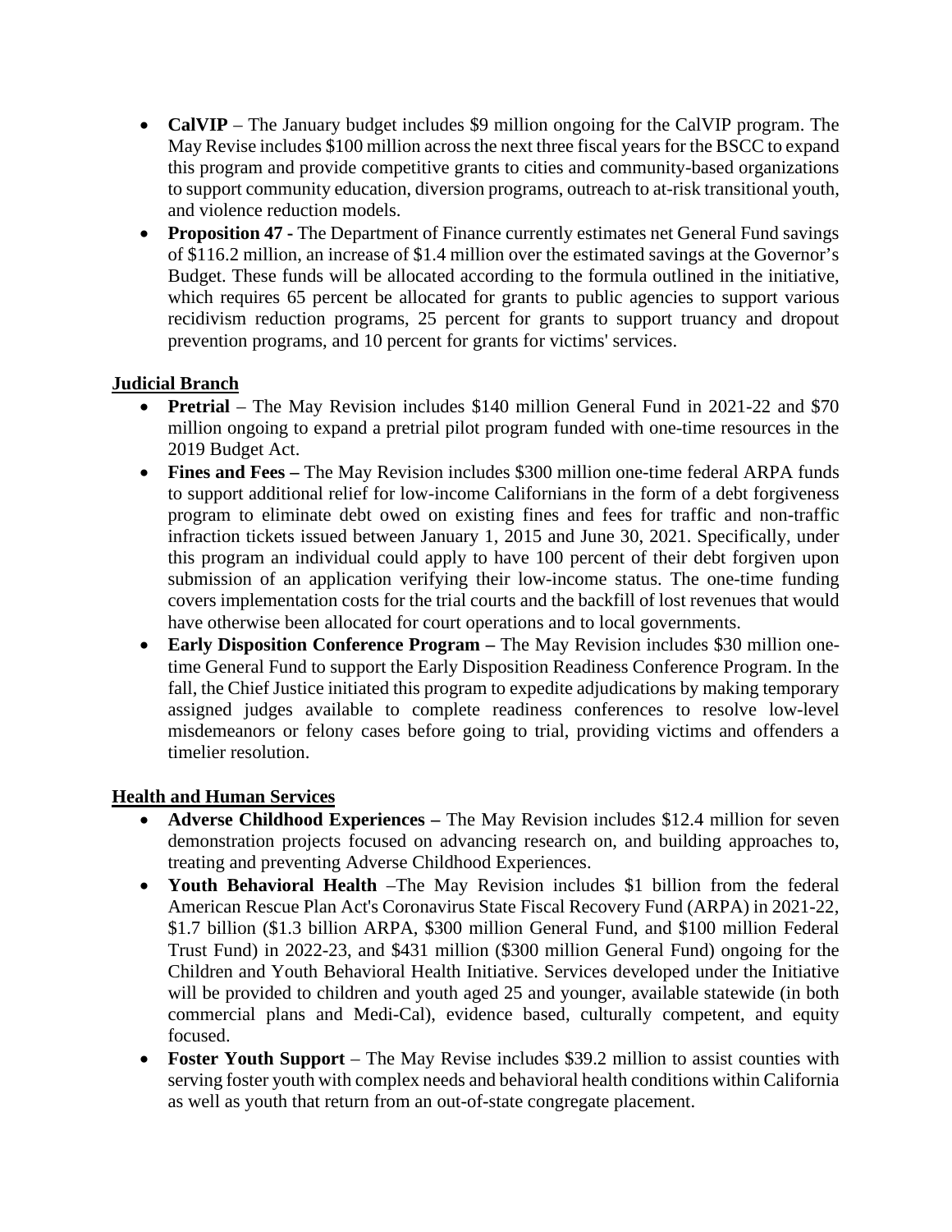- **CalVIP** – The January budget includes $9 million ongoing for the CalVIP program. The May Revise includes $100 million across the next three fiscal years for the BSCC to expand this program and provide competitive grants to cities and community-based organizations to support community education, diversion programs, outreach to at-risk transitional youth, and violence reduction models.
- **Proposition 47 -** The Department of Finance currently estimates net General Fund savings of $116.2 million, an increase of $1.4 million over the estimated savings at the Governor's Budget. These funds will be allocated according to the formula outlined in the initiative, which requires 65 percent be allocated for grants to public agencies to support various recidivism reduction programs, 25 percent for grants to support truancy and dropout prevention programs, and 10 percent for grants for victims' services.

**<u>Judicial Branch</u>**

- **Pretrial** – The May Revision includes $140 million General Fund in 2021-22 and $70 million ongoing to expand a pretrial pilot program funded with one-time resources in the 2019 Budget Act.
- **Fines and Fees –** The May Revision includes $300 million one-time federal ARPA funds to support additional relief for low-income Californians in the form of a debt forgiveness program to eliminate debt owed on existing fines and fees for traffic and non-traffic infraction tickets issued between January 1, 2015 and June 30, 2021. Specifically, under this program an individual could apply to have 100 percent of their debt forgiven upon submission of an application verifying their low-income status. The one-time funding covers implementation costs for the trial courts and the backfill of lost revenues that would have otherwise been allocated for court operations and to local governments.
- **Early Disposition Conference Program –** The May Revision includes $30 million one-time General Fund to support the Early Disposition Readiness Conference Program. In the fall, the Chief Justice initiated this program to expedite adjudications by making temporary assigned judges available to complete readiness conferences to resolve low-level misdemeanors or felony cases before going to trial, providing victims and offenders a timelier resolution.

**<u>Health and Human Services</u>**

- **Adverse Childhood Experiences –** The May Revision includes $12.4 million for seven demonstration projects focused on advancing research on, and building approaches to, treating and preventing Adverse Childhood Experiences.
- **Youth Behavioral Health** –The May Revision includes $1 billion from the federal American Rescue Plan Act's Coronavirus State Fiscal Recovery Fund (ARPA) in 2021-22, $1.7 billion ($1.3 billion ARPA, $300 million General Fund, and $100 million Federal Trust Fund) in 2022-23, and $431 million ($300 million General Fund) ongoing for the Children and Youth Behavioral Health Initiative. Services developed under the Initiative will be provided to children and youth aged 25 and younger, available statewide (in both commercial plans and Medi-Cal), evidence based, culturally competent, and equity focused.
- **Foster Youth Support** – The May Revise includes $39.2 million to assist counties with serving foster youth with complex needs and behavioral health conditions within California as well as youth that return from an out-of-state congregate placement.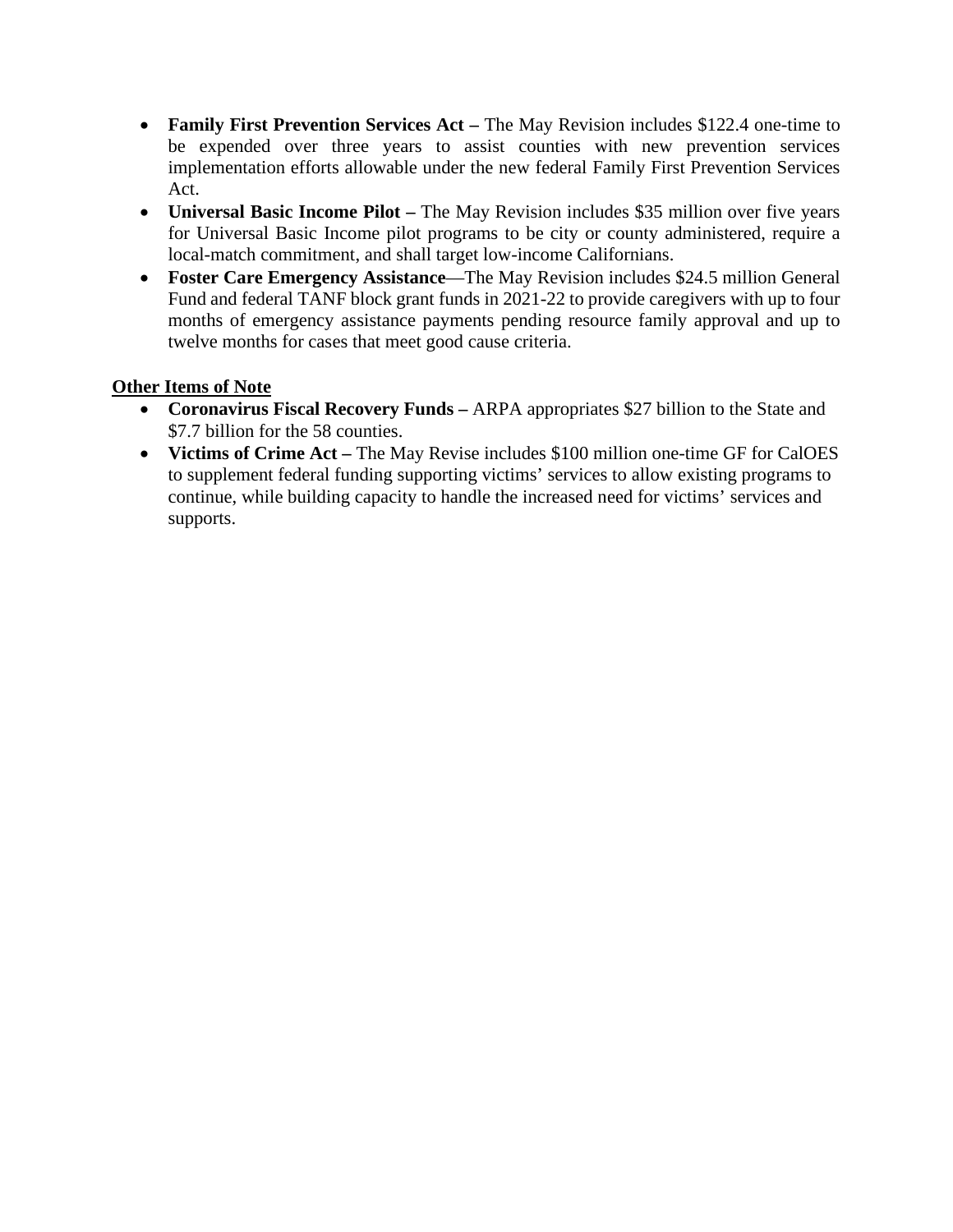- **Family First Prevention Services Act –** The May Revision includes $122.4 one-time to be expended over three years to assist counties with new prevention services implementation efforts allowable under the new federal Family First Prevention Services Act.
- **Universal Basic Income Pilot –** The May Revision includes $35 million over five years for Universal Basic Income pilot programs to be city or county administered, require a local-match commitment, and shall target low-income Californians.
- **Foster Care Emergency Assistance**—The May Revision includes $24.5 million General Fund and federal TANF block grant funds in 2021-22 to provide caregivers with up to four months of emergency assistance payments pending resource family approval and up to twelve months for cases that meet good cause criteria.

**<u>Other Items of Note</u>**

- **Coronavirus Fiscal Recovery Funds –** ARPA appropriates $27 billion to the State and $7.7 billion for the 58 counties.
- **Victims of Crime Act –** The May Revise includes $100 million one-time GF for CalOES to supplement federal funding supporting victims' services to allow existing programs to continue, while building capacity to handle the increased need for victims' services and supports.